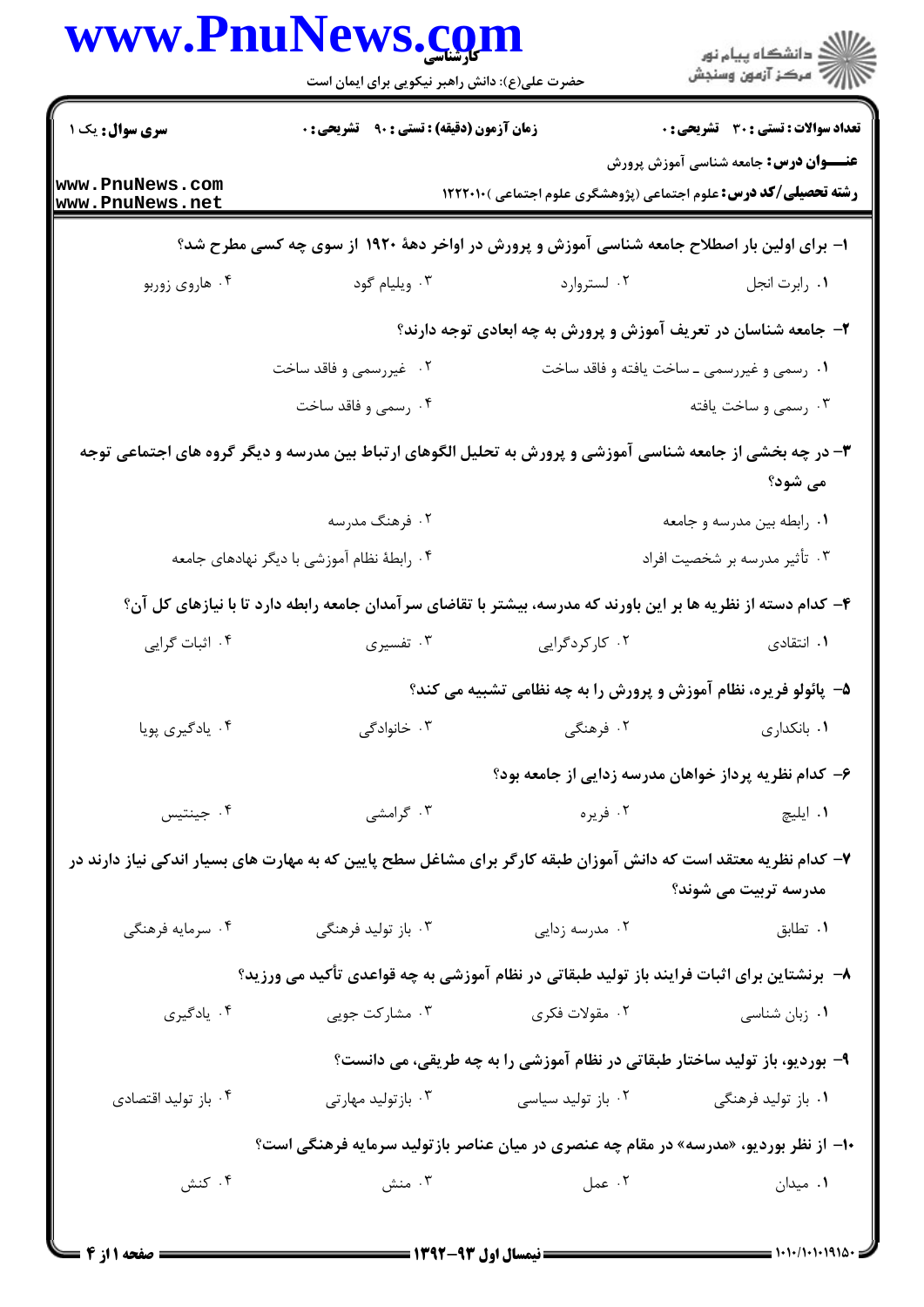**سری سوال:** یک ۱

**زمان آزمون (دقیقه) : تستی : ۹۰ تشریحی : ۰**

**تعداد سوالات : تستی : ۳۰ تشریحی : ۰**

**عنـــوان درس:** جامعه شناسی آموزش پرورش

**رشته تحصیلی/کد درس:** علوم اجتماعی (پژوهشگری علوم اجتماعی )۱۲۲۲۰۱۰

**۱- برای اولین بار اصطلاح جامعه شناسی آموزش و پرورش در اواخر دههٔ ۱۹۲۰ از سوی چه کسی مطرح شد؟**

۱. رابرت انجل ۲. لستروارد ۳. ویلیام گود ۴. هاروی زوربو

**۲- جامعه شناسان در تعریف آموزش و پرورش به چه ابعادی توجه دارند؟**

۱. رسمی و غیررسمی ـ ساخت یافته و فاقد ساخت ۲. غیررسمی و فاقد ساخت
۳. رسمی و ساخت یافته ۴. رسمی و فاقد ساخت

**۳- در چه بخشی از جامعه شناسی آموزشی و پرورش به تحلیل الگوهای ارتباط بین مدرسه و دیگر گروه های اجتماعی توجه می شود؟**

۱. رابطه بین مدرسه و جامعه ۲. فرهنگ مدرسه
۳. تأثیر مدرسه بر شخصیت افراد ۴. رابطهٔ نظام آموزشی با دیگر نهادهای جامعه

**۴- کدام دسته از نظریه ها بر این باورند که مدرسه، بیشتر با تقاضای سرآمدان جامعه رابطه دارد تا با نیازهای کل آن؟**

۱. انتقادی ۲. کارکردگرایی ۳. تفسیری ۴. اثبات گرایی

**۵- پائولو فریره، نظام آموزش و پرورش را به چه نظامی تشبیه می کند؟**

۱. بانکداری ۲. فرهنگی ۳. خانوادگی ۴. یادگیری پویا

**۶- کدام نظریه پرداز خواهان مدرسه زدایی از جامعه بود؟**

۱. ایلیچ ۲. فریره ۳. گرامشی ۴. جینتیس

**۷- کدام نظریه معتقد است که دانش آموزان طبقه کارگر برای مشاغل سطح پایین که به مهارت های بسیار اندکی نیاز دارند در مدرسه تربیت می شوند؟**

۱. تطابق ۲. مدرسه زدایی ۳. باز تولید فرهنگی ۴. سرمایه فرهنگی

**۸- برنشتاین برای اثبات فرایند باز تولید طبقاتی در نظام آموزشی به چه قواعدی تأکید می ورزید؟**

۱. زبان شناسی ۲. مقولات فکری ۳. مشارکت جویی ۴. یادگیری

**۹- بوردیو، باز تولید ساختار طبقاتی در نظام آموزشی را به چه طریقی، می دانست؟**

۱. باز تولید فرهنگی ۲. باز تولید سیاسی ۳. بازتولید مهارتی ۴. باز تولید اقتصادی

**۱۰- از نظر بوردیو، «مدرسه» در مقام چه عنصری در میان عناصر بازتولید سرمایه فرهنگی است؟**

۱. میدان ۲. عمل ۳. منش ۴. کنش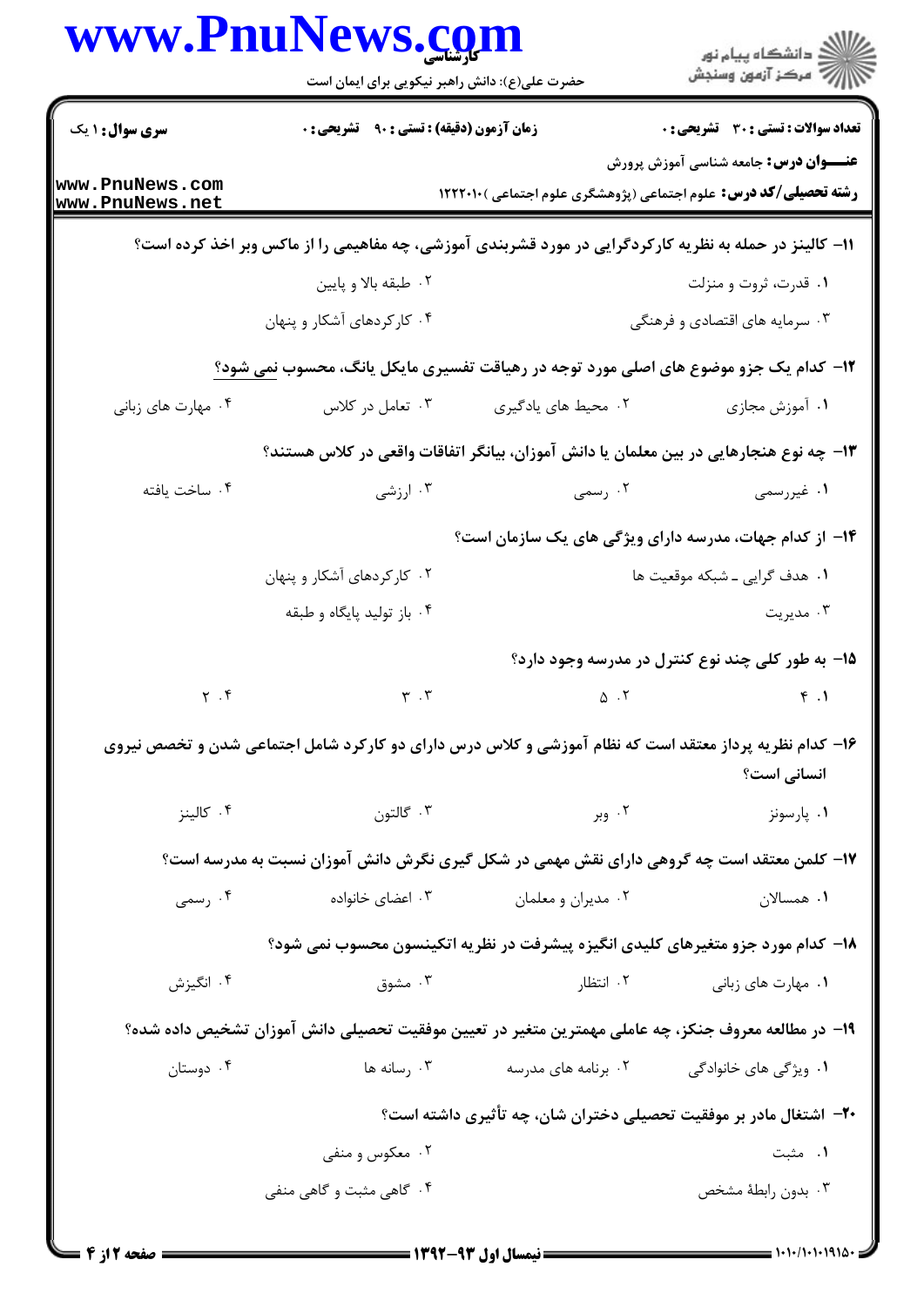۱۱- کالینز در حمله به نظریه کارکردگرایی در مورد قشربندی آموزشی، چه مفاهیمی را از ماکس وبر اخذ کرده است؟

۱. قدرت، ثروت و منزلت
۲. طبقه بالا و پایین
۳. سرمایه های اقتصادی و فرهنگی
۴. کارکردهای آشکار و پنهان

۱۲- کدام یک جزو موضوع های اصلی مورد توجه در رهیافت تفسیری مایکل یانگ، محسوب نمی شود؟

۱. آموزش مجازی
۲. محیط های یادگیری
۳. تعامل در کلاس
۴. مهارت های زبانی

۱۳- چه نوع هنجارهایی در بین معلمان یا دانش آموزان، بیانگر اتفاقات واقعی در کلاس هستند؟

۱. غیررسمی
۲. رسمی
۳. ارزشی
۴. ساخت یافته

۱۴- از کدام جهات، مدرسه دارای ویژگی های یک سازمان است؟

۱. هدف گرایی ـ شبکه موقعیت ها
۲. کارکردهای آشکار و پنهان
۳. مدیریت
۴. باز تولید پایگاه و طبقه

۱۵- به طور کلی چند نوع کنترل در مدرسه وجود دارد؟

۱. ۴
۲. ۵
۳. ۳
۴. ۲

۱۶- کدام نظریه پرداز معتقد است که نظام آموزشی و کلاس درس دارای دو کارکرد شامل اجتماعی شدن و تخصص نیروی انسانی است؟

۱. پارسونز
۲. وبر
۳. گالتون
۴. کالینز

۱۷- کلمن معتقد است چه گروهی دارای نقش مهمی در شکل گیری نگرش دانش آموزان نسبت به مدرسه است؟

۱. همسالان
۲. مدیران و معلمان
۳. اعضای خانواده
۴. رسمی

۱۸- کدام مورد جزو متغیرهای کلیدی انگیزه پیشرفت در نظریه اتکینسون محسوب نمی شود؟

۱. مهارت های زبانی
۲. انتظار
۳. مشوق
۴. انگیزش

۱۹- در مطالعه معروف جنکز، چه عاملی مهمترین متغیر در تعیین موفقیت تحصیلی دانش آموزان تشخیص داده شده؟

۱. ویژگی های خانوادگی
۲. برنامه های مدرسه
۳. رسانه ها
۴. دوستان

۲۰- اشتغال مادر بر موفقیت تحصیلی دختران شان، چه تأثیری داشته است؟

۱. مثبت
۲. معکوس و منفی
۳. بدون رابطهٔ مشخص
۴. گاهی مثبت و گاهی منفی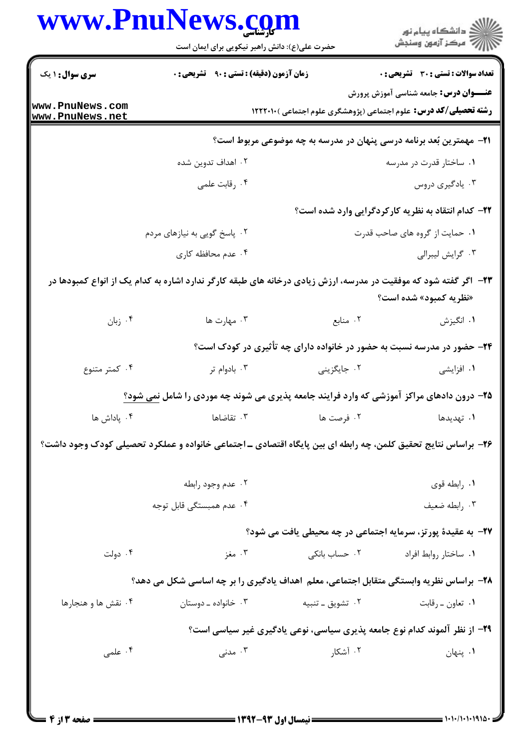**سری سوال:** ۱ یک

**زمان آزمون (دقیقه) : تستی : ۹۰ تشریحی : ۰**

**تعداد سوالات : تستی : ۳۰ تشریحی : ۰**

**عنـــوان درس:** جامعه شناسی آموزش پرورش

**رشته تحصیلی/کد درس:** علوم اجتماعی (پژوهشگری علوم اجتماعی )۱۲۲۲۰۱۰

**۲۱- مهمترین بُعد برنامه درسی پنهان در مدرسه به چه موضوعی مربوط است؟**

۱. ساختار قدرت در مدرسه

۲. اهداف تدوین شده

۳. یادگیری دروس

۴. رقابت علمی

**۲۲- کدام انتقاد به نظریه کارکردگرایی وارد شده است؟**

۱. حمایت از گروه های صاحب قدرت

۲. پاسخ گویی به نیازهای مردم

۳. گرایش لیبرالی

۴. عدم محافظه کاری

**۲۳- اگر گفته شود که موفقیت در مدرسه، ارزش زیادی درخانه های طبقه کارگر ندارد اشاره به کدام یک از انواع کمبودها در «نظریه کمبود» شده است؟**

۱. انگیزش

۲. منابع

۳. مهارت ها

۴. زبان

**۲۴- حضور در مدرسه نسبت به حضور در خانواده دارای چه تأثیری در کودک است؟**

۱. افزایشی

۲. جایگزینی

۳. بادوام تر

۴. کمتر متنوع

**۲۵- درون دادهای مراکز آموزشی که وارد فرایند جامعه پذیری می شوند چه موردی را شامل نمی شود؟**

۱. تهدیدها

۲. فرصت ها

۳. تقاضاها

۴. پاداش ها

**۲۶- براساس نتایج تحقیق کلمن، چه رابطه ای بین پایگاه اقتصادی ـ اجتماعی خانواده و عملکرد تحصیلی کودک وجود داشت؟**

۱. رابطه قوی

۲. عدم وجود رابطه

۳. رابطه ضعیف

۴. عدم همبستگی قابل توجه

**۲۷- به عقیدهٔ پورتز، سرمایه اجتماعی در چه محیطی یافت می شود؟**

۱. ساختار روابط افراد

۲. حساب بانکی

۳. مغز

۴. دولت

**۲۸- براساس نظریه وابستگی متقابل اجتماعی، معلم اهداف یادگیری را بر چه اساسی شکل می دهد؟**

۱. تعاون ـ رقابت

۲. تشویق ـ تنبیه

۳. خانواده ـ دوستان

۴. نقش ها و هنجارها

**۲۹- از نظر آلموند کدام نوع جامعه پذیری سیاسی، نوعی یادگیری غیر سیاسی است؟**

۱. پنهان

۲. آشکار

۳. مدنی

۴. علمی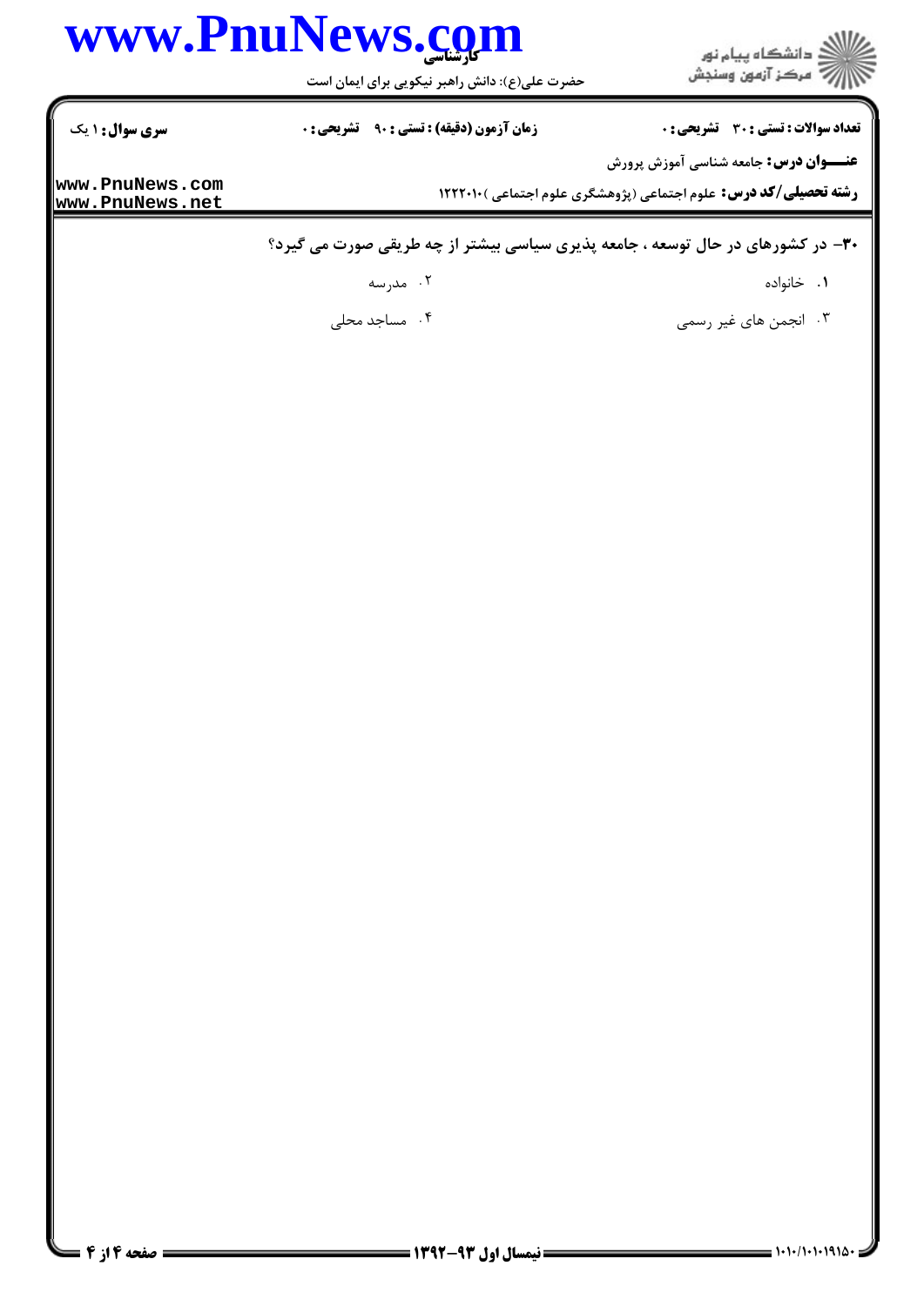**۳۰- در کشورهای در حال توسعه ، جامعه پذیری سیاسی بیشتر از چه طریقی صورت می گیرد؟**

۱. خانواده

۲. مدرسه

۳. انجمن های غیر رسمی

۴. مساجد محلی